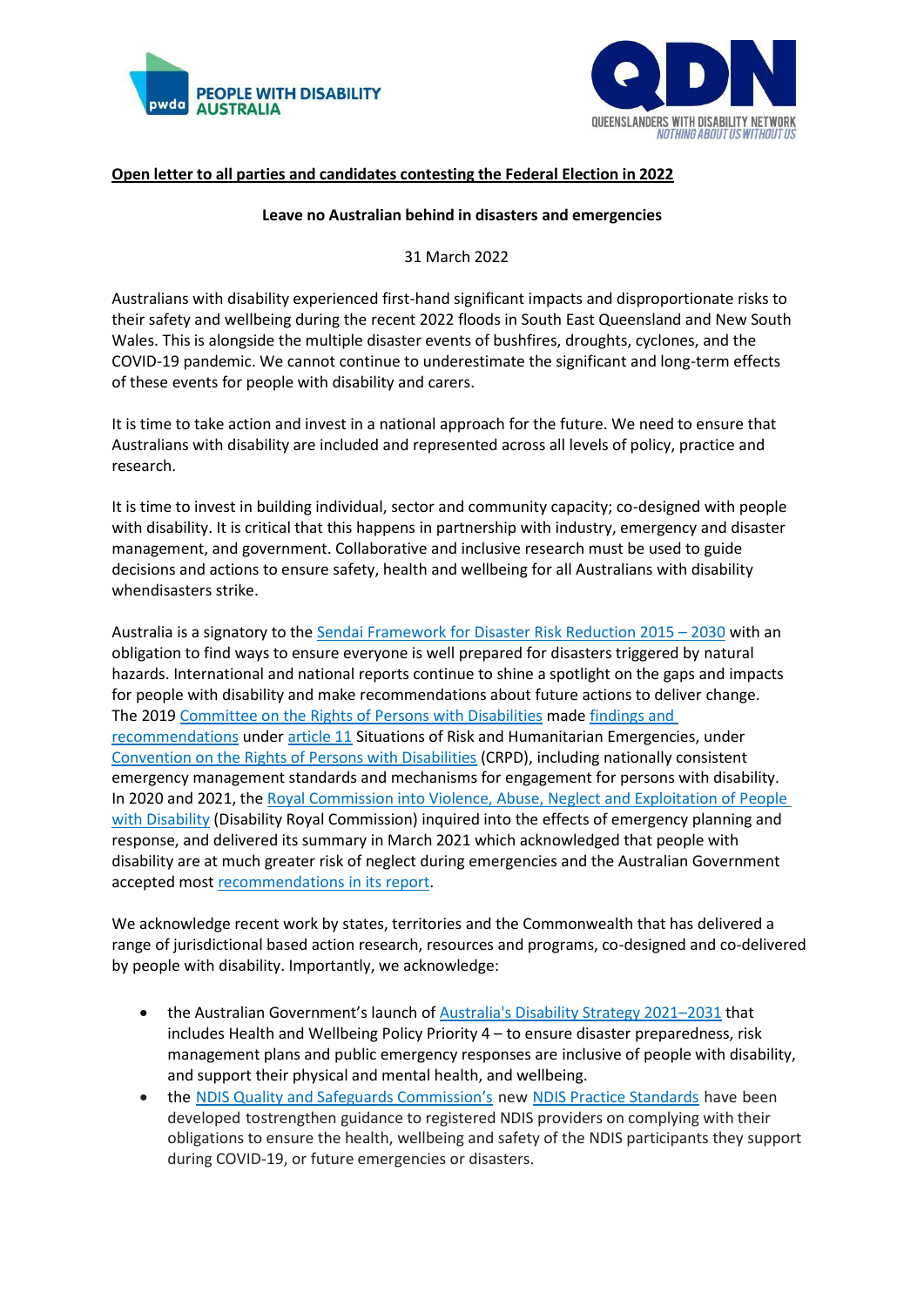**Open letter to all parties and candidates contesting the Federal Election in 2022**

**Leave no Australian behind in disasters and emergencies**

31 March 2022

Australians with disability experienced first-hand significant impacts and disproportionate risks to their safety and wellbeing during the recent 2022 floods in South East Queensland and New South Wales. This is alongside the multiple disaster events of bushfires, droughts, cyclones, and the COVID-19 pandemic. We cannot continue to underestimate the significant and long-term effects of these events for people with disability and carers.

It is time to take action and invest in a national approach for the future. We need to ensure that Australians with disability are included and represented across all levels of policy, practice and research.

It is time to invest in building individual, sector and community capacity; co-designed with people with disability. It is critical that this happens in partnership with industry, emergency and disaster management, and government. Collaborative and inclusive research must be used to guide decisions and actions to ensure safety, health and wellbeing for all Australians with disability whendisasters strike.

Australia is a signatory to the Sendai Framework for Disaster Risk Reduction 2015 – 2030 with an obligation to find ways to ensure everyone is well prepared for disasters triggered by natural hazards. International and national reports continue to shine a spotlight on the gaps and impacts for people with disability and make recommendations about future actions to deliver change. The 2019 Committee on the Rights of Persons with Disabilities made findings and recommendations under article 11 Situations of Risk and Humanitarian Emergencies, under Convention on the Rights of Persons with Disabilities (CRPD), including nationally consistent emergency management standards and mechanisms for engagement for persons with disability. In 2020 and 2021, the Royal Commission into Violence, Abuse, Neglect and Exploitation of People with Disability (Disability Royal Commission) inquired into the effects of emergency planning and response, and delivered its summary in March 2021 which acknowledged that people with disability are at much greater risk of neglect during emergencies and the Australian Government accepted most recommendations in its report.

We acknowledge recent work by states, territories and the Commonwealth that has delivered a range of jurisdictional based action research, resources and programs, co-designed and co-delivered by people with disability. Importantly, we acknowledge:

- the Australian Government's launch of Australia's Disability Strategy 2021–2031 that includes Health and Wellbeing Policy Priority 4 – to ensure disaster preparedness, risk management plans and public emergency responses are inclusive of people with disability, and support their physical and mental health, and wellbeing.
- the NDIS Quality and Safeguards Commission's new NDIS Practice Standards have been developed tostrengthen guidance to registered NDIS providers on complying with their obligations to ensure the health, wellbeing and safety of the NDIS participants they support during COVID-19, or future emergencies or disasters.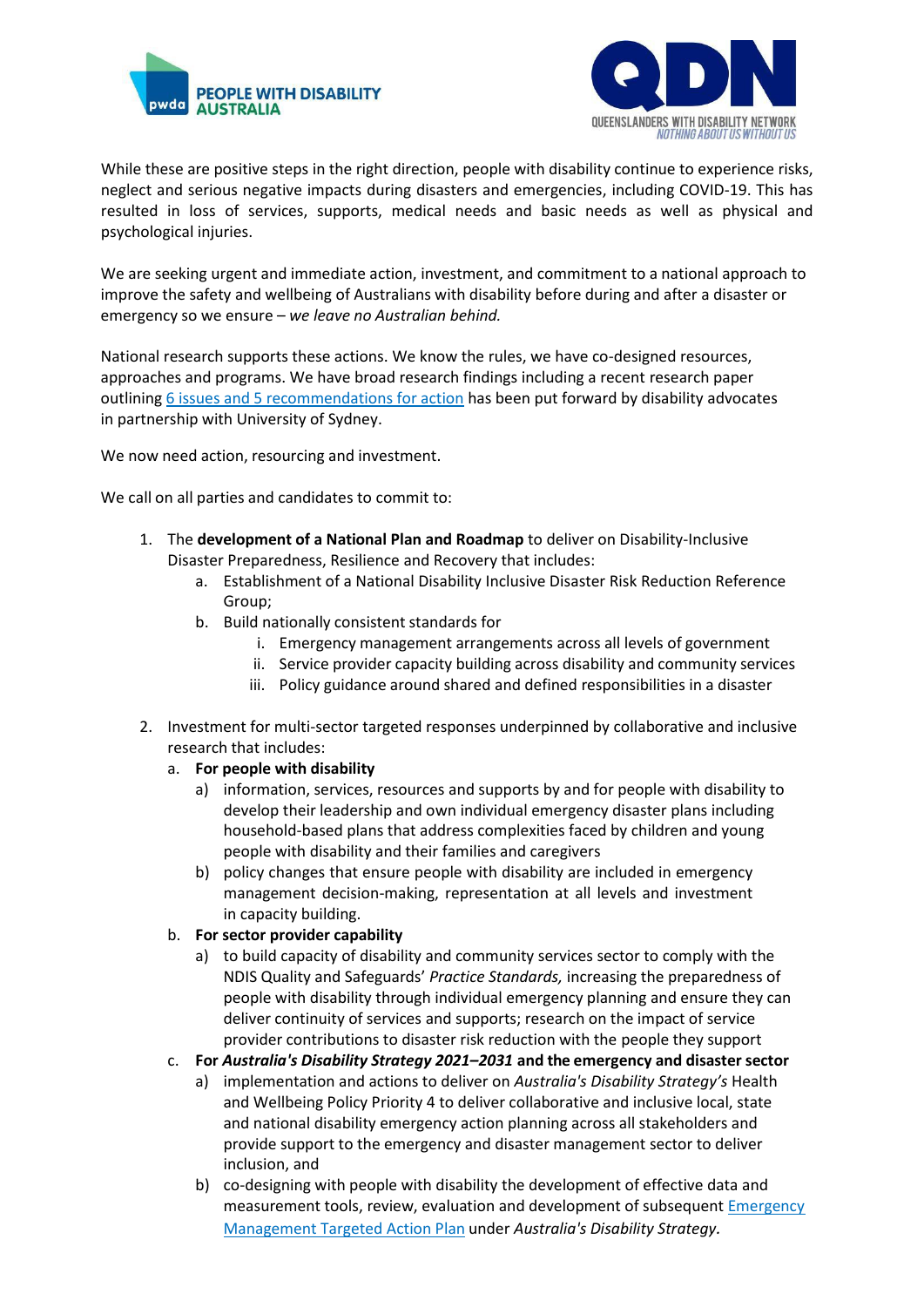While these are positive steps in the right direction, people with disability continue to experience risks, neglect and serious negative impacts during disasters and emergencies, including COVID-19. This has resulted in loss of services, supports, medical needs and basic needs as well as physical and psychological injuries.

We are seeking urgent and immediate action, investment, and commitment to a national approach to improve the safety and wellbeing of Australians with disability before during and after a disaster or emergency so we ensure – *we leave no Australian behind.*

National research supports these actions. We know the rules, we have co-designed resources, approaches and programs. We have broad research findings including a recent research paper outlining [6 issues and 5 recommendations for action] has been put forward by disability advocates in partnership with University of Sydney.

We now need action, resourcing and investment.

We call on all parties and candidates to commit to:

1. The **development of a National Plan and Roadmap** to deliver on Disability-Inclusive Disaster Preparedness, Resilience and Recovery that includes:
   a. Establishment of a National Disability Inclusive Disaster Risk Reduction Reference Group;
   b. Build nationally consistent standards for
      i. Emergency management arrangements across all levels of government
      ii. Service provider capacity building across disability and community services
      iii. Policy guidance around shared and defined responsibilities in a disaster

2. Investment for multi-sector targeted responses underpinned by collaborative and inclusive research that includes:
   a. **For people with disability**
      a) information, services, resources and supports by and for people with disability to develop their leadership and own individual emergency disaster plans including household-based plans that address complexities faced by children and young people with disability and their families and caregivers
      b) policy changes that ensure people with disability are included in emergency management decision-making, representation at all levels and investment in capacity building.
   b. **For sector provider capability**
      a) to build capacity of disability and community services sector to comply with the NDIS Quality and Safeguards' *Practice Standards,* increasing the preparedness of people with disability through individual emergency planning and ensure they can deliver continuity of services and supports; research on the impact of service provider contributions to disaster risk reduction with the people they support
   c. **For *Australia's Disability Strategy 2021–2031* and the emergency and disaster sector**
      a) implementation and actions to deliver on *Australia's Disability Strategy's* Health and Wellbeing Policy Priority 4 to deliver collaborative and inclusive local, state and national disability emergency action planning across all stakeholders and provide support to the emergency and disaster management sector to deliver inclusion, and
      b) co-designing with people with disability the development of effective data and measurement tools, review, evaluation and development of subsequent [Emergency Management Targeted Action Plan] under *Australia's Disability Strategy.*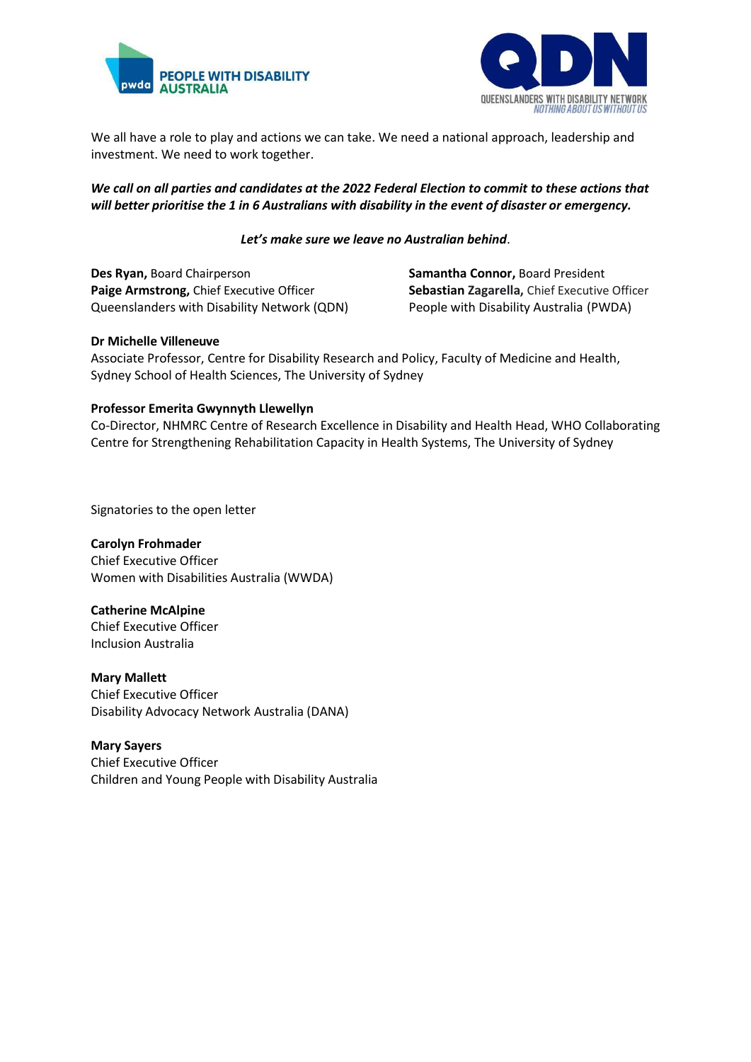We all have a role to play and actions we can take. We need a national approach, leadership and investment. We need to work together.

***We call on all parties and candidates at the 2022 Federal Election to commit to these actions that will better prioritise the 1 in 6 Australians with disability in the event of disaster or emergency.***

***Let's make sure we leave no Australian behind*.**

**Des Ryan,** Board Chairperson
**Paige Armstrong,** Chief Executive Officer
Queenslanders with Disability Network (QDN)

**Samantha Connor,** Board President
**Sebastian Zagarella,** Chief Executive Officer
People with Disability Australia (PWDA)

**Dr Michelle Villeneuve**
Associate Professor, Centre for Disability Research and Policy, Faculty of Medicine and Health, Sydney School of Health Sciences, The University of Sydney

**Professor Emerita Gwynnyth Llewellyn**
Co-Director, NHMRC Centre of Research Excellence in Disability and Health Head, WHO Collaborating Centre for Strengthening Rehabilitation Capacity in Health Systems, The University of Sydney

Signatories to the open letter

**Carolyn Frohmader**
Chief Executive Officer
Women with Disabilities Australia (WWDA)

**Catherine McAlpine**
Chief Executive Officer
Inclusion Australia

**Mary Mallett**
Chief Executive Officer
Disability Advocacy Network Australia (DANA)

**Mary Sayers**
Chief Executive Officer
Children and Young People with Disability Australia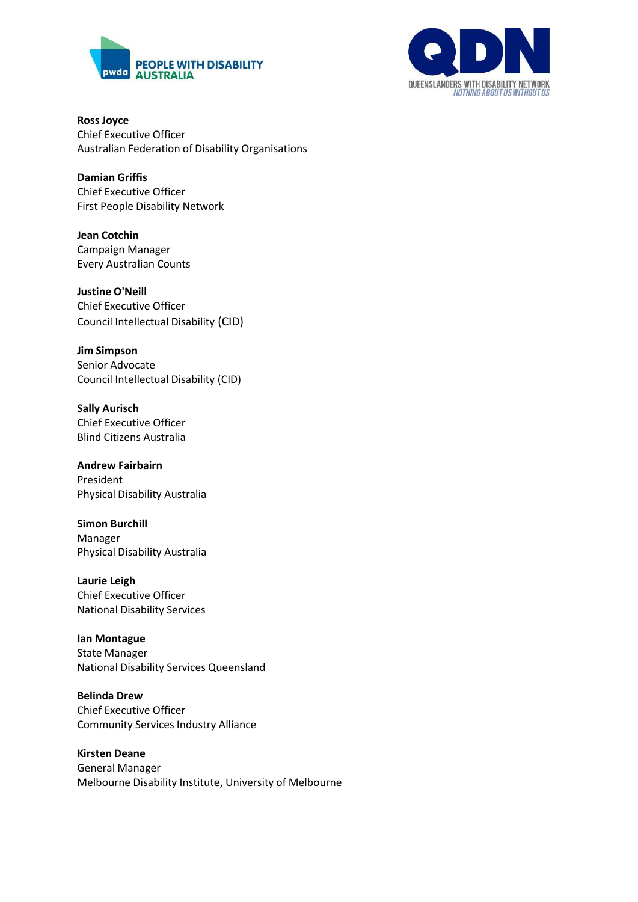**Ross Joyce**
Chief Executive Officer
Australian Federation of Disability Organisations

**Damian Griffis**
Chief Executive Officer
First People Disability Network

**Jean Cotchin**
Campaign Manager
Every Australian Counts

**Justine O'Neill**
Chief Executive Officer
Council Intellectual Disability (CID)

**Jim Simpson**
Senior Advocate
Council Intellectual Disability (CID)

**Sally Aurisch**
Chief Executive Officer
Blind Citizens Australia

**Andrew Fairbairn**
President
Physical Disability Australia

**Simon Burchill**
Manager
Physical Disability Australia

**Laurie Leigh**
Chief Executive Officer
National Disability Services

**Ian Montague**
State Manager
National Disability Services Queensland

**Belinda Drew**
Chief Executive Officer
Community Services Industry Alliance

**Kirsten Deane**
General Manager
Melbourne Disability Institute, University of Melbourne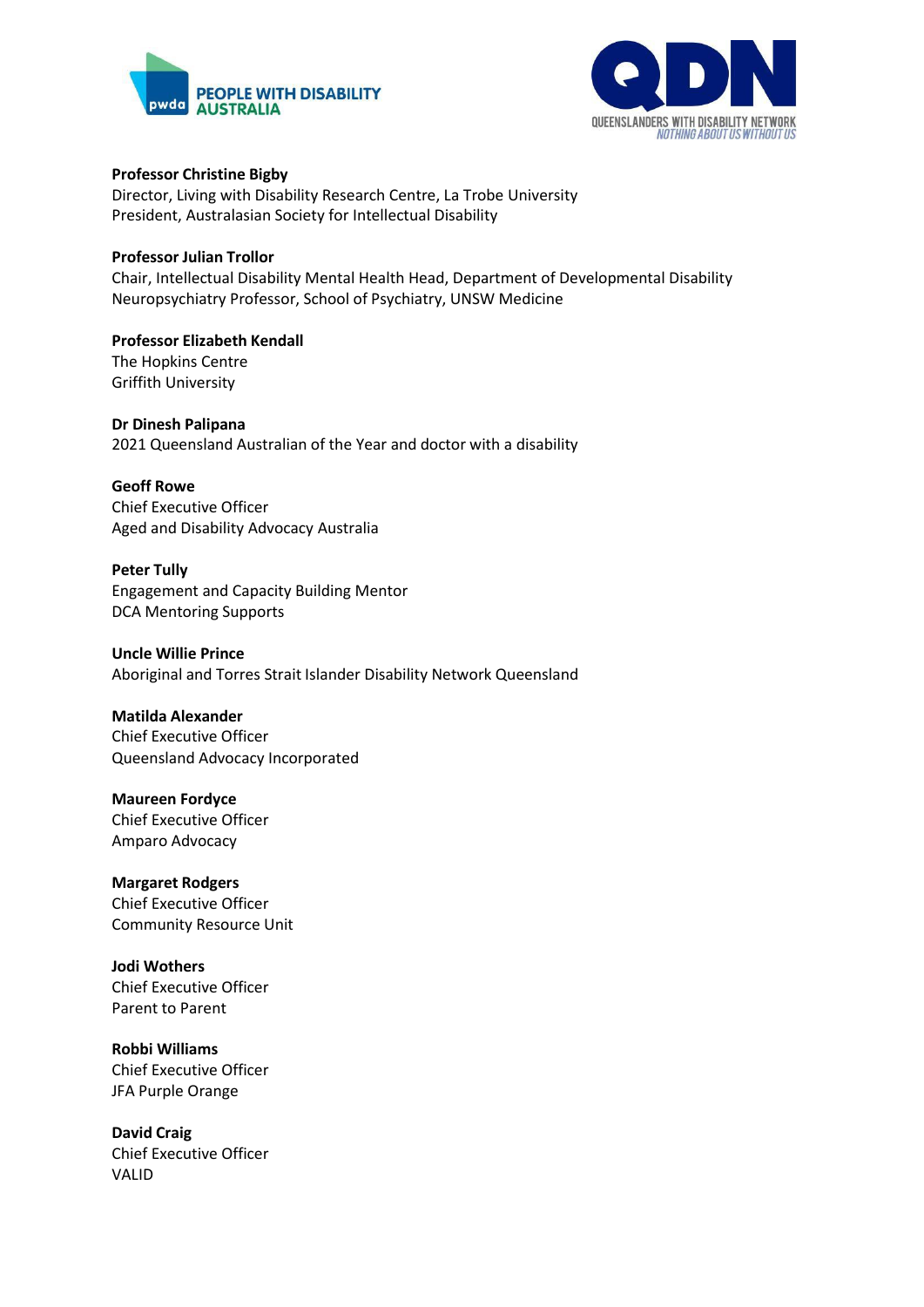**Professor Christine Bigby**
Director, Living with Disability Research Centre, La Trobe University
President, Australasian Society for Intellectual Disability

**Professor Julian Trollor**
Chair, Intellectual Disability Mental Health Head, Department of Developmental Disability Neuropsychiatry Professor, School of Psychiatry, UNSW Medicine

**Professor Elizabeth Kendall**
The Hopkins Centre
Griffith University

**Dr Dinesh Palipana**
2021 Queensland Australian of the Year and doctor with a disability

**Geoff Rowe**
Chief Executive Officer
Aged and Disability Advocacy Australia

**Peter Tully**
Engagement and Capacity Building Mentor
DCA Mentoring Supports

**Uncle Willie Prince**
Aboriginal and Torres Strait Islander Disability Network Queensland

**Matilda Alexander**
Chief Executive Officer
Queensland Advocacy Incorporated

**Maureen Fordyce**
Chief Executive Officer
Amparo Advocacy

**Margaret Rodgers**
Chief Executive Officer
Community Resource Unit

**Jodi Wothers**
Chief Executive Officer
Parent to Parent

**Robbi Williams**
Chief Executive Officer
JFA Purple Orange

**David Craig**
Chief Executive Officer
VALID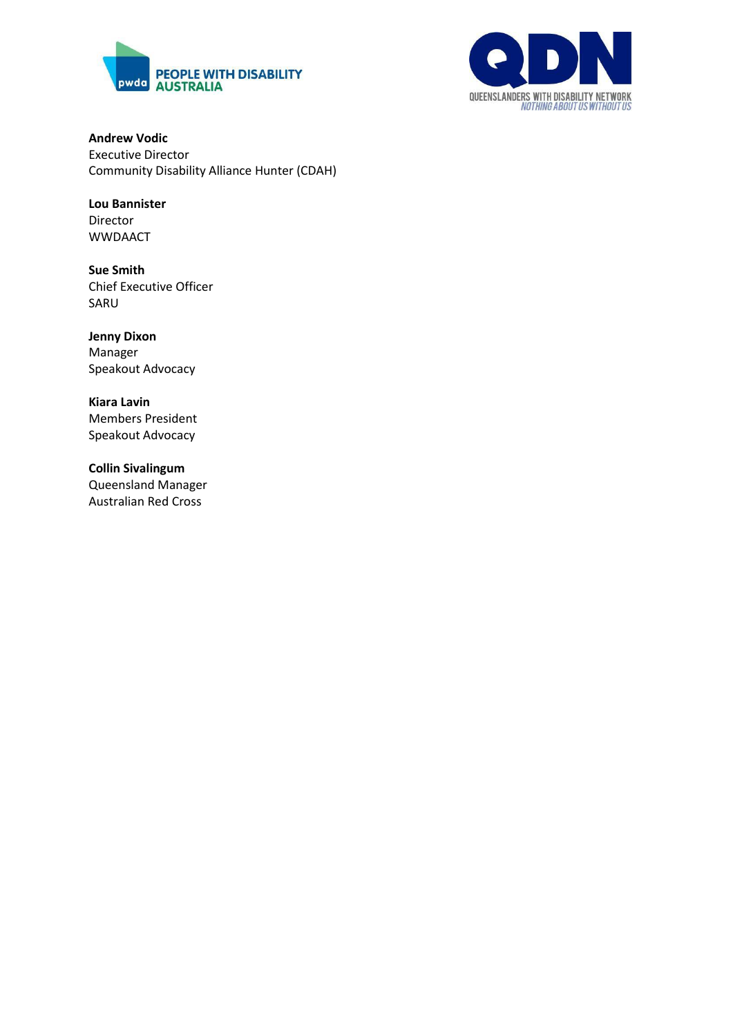**Andrew Vodic**
Executive Director
Community Disability Alliance Hunter (CDAH)

**Lou Bannister**
Director
WWDAACT

**Sue Smith**
Chief Executive Officer
SARU

**Jenny Dixon**
Manager
Speakout Advocacy

**Kiara Lavin**
Members President
Speakout Advocacy

**Collin Sivalingum**
Queensland Manager
Australian Red Cross